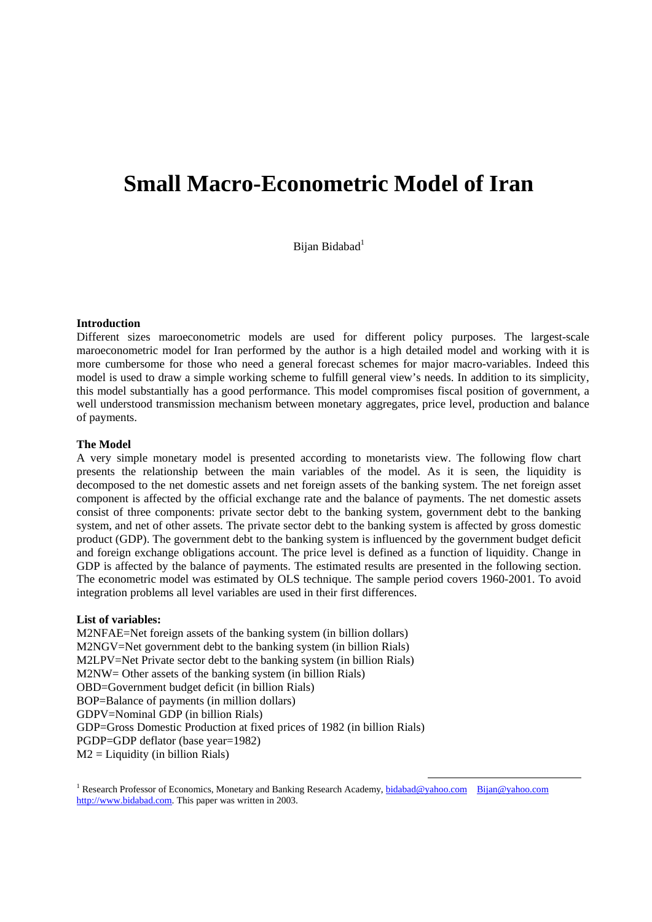# Small Macro-Econometric Model of Iran

Bijan Bidabad[1]

**Introduction**

Different sizes maroeconometric models are used for different policy purposes. The largest-scale maroeconometric model for Iran performed by the author is a high detailed model and working with it is more cumbersome for those who need a general forecast schemes for major macro-variables. Indeed this model is used to draw a simple working scheme to fulfill general view's needs. In addition to its simplicity, this model substantially has a good performance. This model compromises fiscal position of government, a well understood transmission mechanism between monetary aggregates, price level, production and balance of payments.

**The Model**

A very simple monetary model is presented according to monetarists view. The following flow chart presents the relationship between the main variables of the model. As it is seen, the liquidity is decomposed to the net domestic assets and net foreign assets of the banking system. The net foreign asset component is affected by the official exchange rate and the balance of payments. The net domestic assets consist of three components: private sector debt to the banking system, government debt to the banking system, and net of other assets. The private sector debt to the banking system is affected by gross domestic product (GDP). The government debt to the banking system is influenced by the government budget deficit and foreign exchange obligations account. The price level is defined as a function of liquidity. Change in GDP is affected by the balance of payments. The estimated results are presented in the following section. The econometric model was estimated by OLS technique. The sample period covers 1960-2001. To avoid integration problems all level variables are used in their first differences.

**List of variables:**

M2NFAE=Net foreign assets of the banking system (in billion dollars)
M2NGV=Net government debt to the banking system (in billion Rials)
M2LPV=Net Private sector debt to the banking system (in billion Rials)
M2NW= Other assets of the banking system (in billion Rials)
OBD=Government budget deficit (in billion Rials)
BOP=Balance of payments (in million dollars)
GDPV=Nominal GDP (in billion Rials)
GDP=Gross Domestic Production at fixed prices of 1982 (in billion Rials)
PGDP=GDP deflator (base year=1982)
M2 = Liquidity (in billion Rials)

[1] Research Professor of Economics, Monetary and Banking Research Academy, bidabad@yahoo.com Bijan@yahoo.com http://www.bidabad.com. This paper was written in 2003.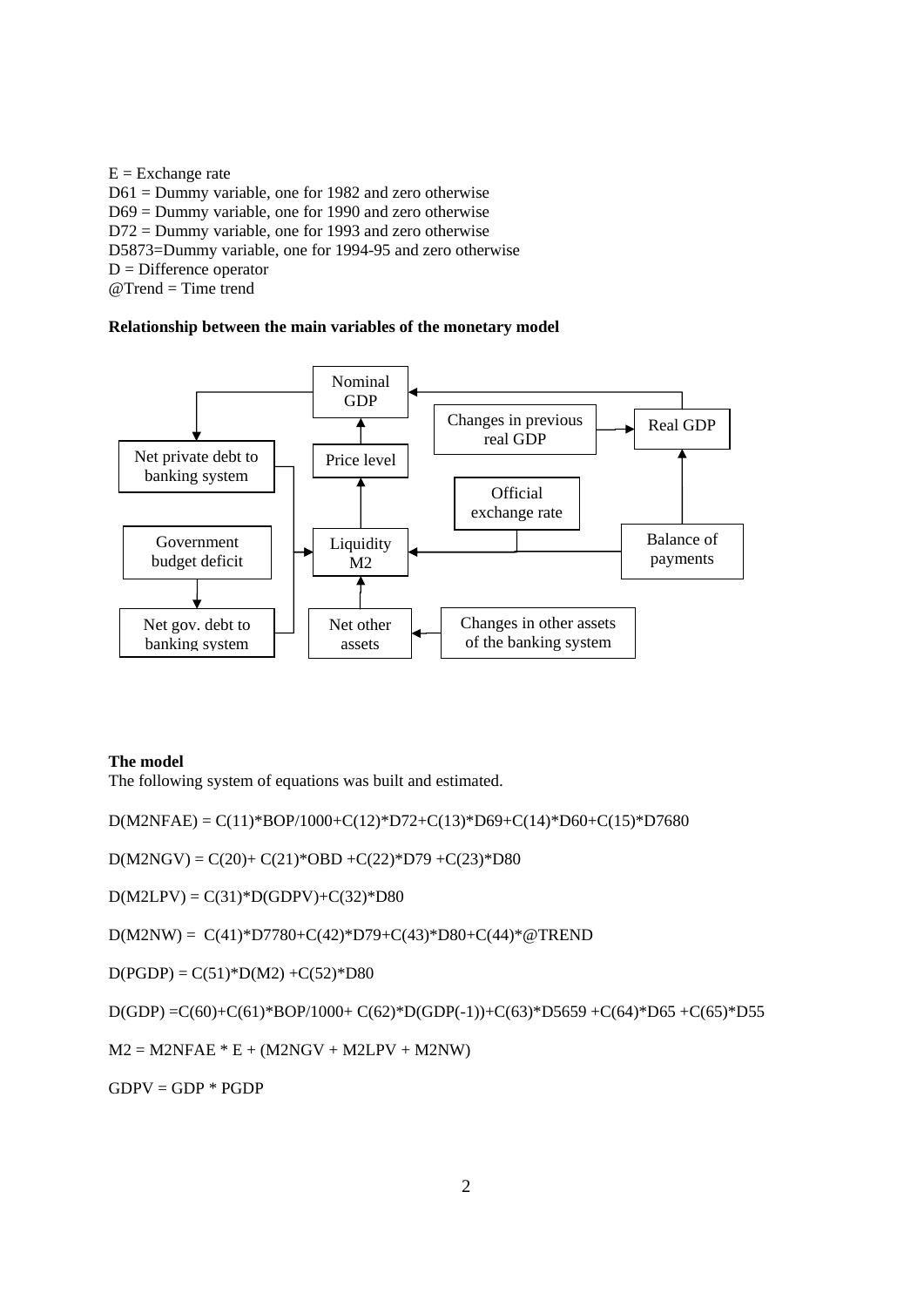E = Exchange rate
D61 = Dummy variable, one for 1982 and zero otherwise
D69 = Dummy variable, one for 1990 and zero otherwise
D72 = Dummy variable, one for 1993 and zero otherwise
D5873=Dummy variable, one for 1994-95 and zero otherwise
D = Difference operator
@Trend = Time trend

**Relationship between the main variables of the monetary model**

Nominal GDP

Changes in previous real GDP → Real GDP

Net private debt to banking system

Price level

Official exchange rate

Government budget deficit

Liquidity M2

Balance of payments

Net gov. debt to banking system

Net other assets ← Changes in other assets of the banking system

**The model**
The following system of equations was built and estimated.

D(M2NFAE) = C(11)*BOP/1000+C(12)*D72+C(13)*D69+C(14)*D60+C(15)*D7680

D(M2NGV) = C(20)+ C(21)*OBD +C(22)*D79 +C(23)*D80

D(M2LPV) = C(31)*D(GDPV)+C(32)*D80

D(M2NW) = C(41)*D7780+C(42)*D79+C(43)*D80+C(44)*@TREND

D(PGDP) = C(51)*D(M2) +C(52)*D80

D(GDP) =C(60)+C(61)*BOP/1000+ C(62)*D(GDP(-1))+C(63)*D5659 +C(64)*D65 +C(65)*D55

M2 = M2NFAE * E + (M2NGV + M2LPV + M2NW)

GDPV = GDP * PGDP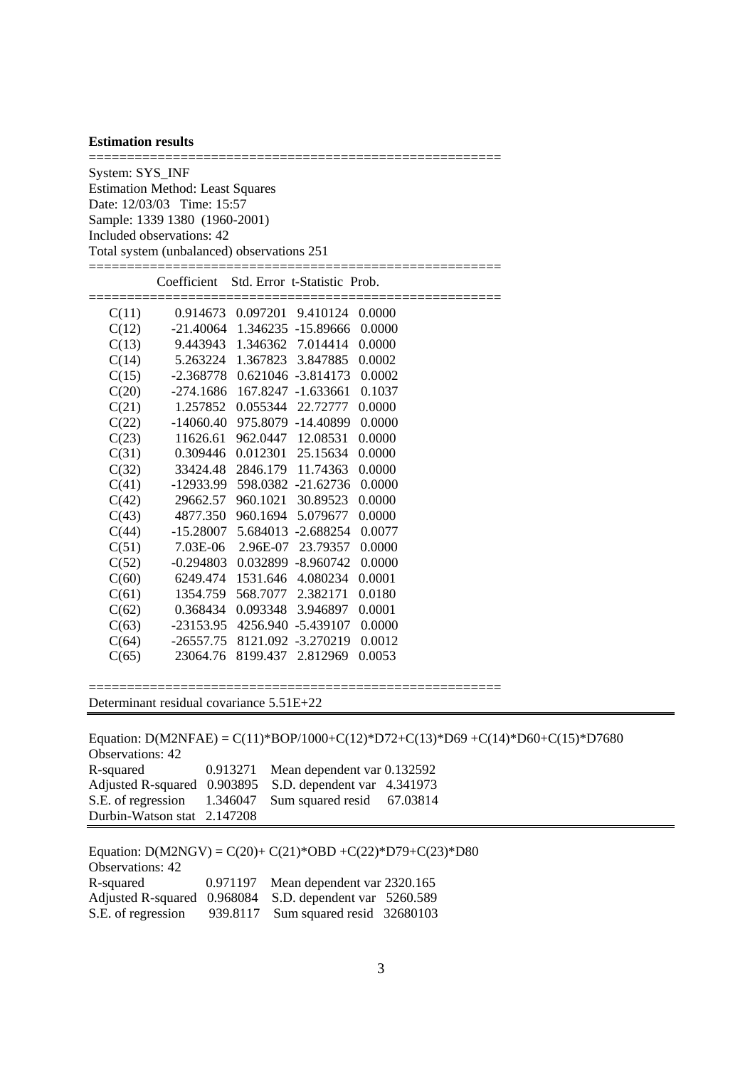**Estimation results**

```
=====================================================
System: SYS_INF
Estimation Method: Least Squares
Date: 12/03/03   Time: 15:57
Sample: 1339 1380  (1960-2001)
Included observations: 42
Total system (unbalanced) observations 251
=====================================================
```

| | Coefficient | Std. Error | t-Statistic | Prob. |
|---|---|---|---|---|
| C(11) | 0.914673 | 0.097201 | 9.410124 | 0.0000 |
| C(12) | -21.40064 | 1.346235 | -15.89666 | 0.0000 |
| C(13) | 9.443943 | 1.346362 | 7.014414 | 0.0000 |
| C(14) | 5.263224 | 1.367823 | 3.847885 | 0.0002 |
| C(15) | -2.368778 | 0.621046 | -3.814173 | 0.0002 |
| C(20) | -274.1686 | 167.8247 | -1.633661 | 0.1037 |
| C(21) | 1.257852 | 0.055344 | 22.72777 | 0.0000 |
| C(22) | -14060.40 | 975.8079 | -14.40899 | 0.0000 |
| C(23) | 11626.61 | 962.0447 | 12.08531 | 0.0000 |
| C(31) | 0.309446 | 0.012301 | 25.15634 | 0.0000 |
| C(32) | 33424.48 | 2846.179 | 11.74363 | 0.0000 |
| C(41) | -12933.99 | 598.0382 | -21.62736 | 0.0000 |
| C(42) | 29662.57 | 960.1021 | 30.89523 | 0.0000 |
| C(43) | 4877.350 | 960.1694 | 5.079677 | 0.0000 |
| C(44) | -15.28007 | 5.684013 | -2.688254 | 0.0077 |
| C(51) | 7.03E-06 | 2.96E-07 | 23.79357 | 0.0000 |
| C(52) | -0.294803 | 0.032899 | -8.960742 | 0.0000 |
| C(60) | 6249.474 | 1531.646 | 4.080234 | 0.0001 |
| C(61) | 1354.759 | 568.7077 | 2.382171 | 0.0180 |
| C(62) | 0.368434 | 0.093348 | 3.946897 | 0.0001 |
| C(63) | -23153.95 | 4256.940 | -5.439107 | 0.0000 |
| C(64) | -26557.75 | 8121.092 | -3.270219 | 0.0012 |
| C(65) | 23064.76 | 8199.437 | 2.812969 | 0.0053 |

Determinant residual covariance 5.51E+22

---

Equation: D(M2NFAE) = C(11)\*BOP/1000+C(12)\*D72+C(13)\*D69 +C(14)\*D60+C(15)\*D7680

Observations: 42

| | | | |
|---|---|---|---|
| R-squared | 0.913271 | Mean dependent var | 0.132592 |
| Adjusted R-squared | 0.903895 | S.D. dependent var | 4.341973 |
| S.E. of regression | 1.346047 | Sum squared resid | 67.03814 |
| Durbin-Watson stat | 2.147208 | | |

---

Equation: D(M2NGV) = C(20)+ C(21)\*OBD +C(22)\*D79+C(23)\*D80

Observations: 42

| | | | |
|---|---|---|---|
| R-squared | 0.971197 | Mean dependent var | 2320.165 |
| Adjusted R-squared | 0.968084 | S.D. dependent var | 5260.589 |
| S.E. of regression | 939.8117 | Sum squared resid | 32680103 |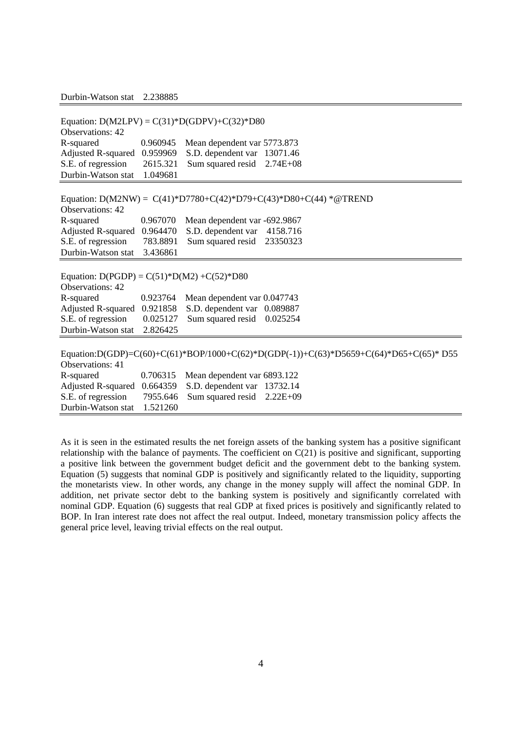Durbin-Watson stat    2.238885

---

Equation: D(M2LPV) = C(31)*D(GDPV)+C(32)*D80

Observations: 42

| | | | |
|---|---|---|---|
| R-squared | 0.960945 | Mean dependent var | 5773.873 |
| Adjusted R-squared | 0.959969 | S.D. dependent var | 13071.46 |
| S.E. of regression | 2615.321 | Sum squared resid | 2.74E+08 |
| Durbin-Watson stat | 1.049681 | | |

---

Equation: D(M2NW) = C(41)*D7780+C(42)*D79+C(43)*D80+C(44) *@TREND

Observations: 42

| | | | |
|---|---|---|---|
| R-squared | 0.967070 | Mean dependent var | -692.9867 |
| Adjusted R-squared | 0.964470 | S.D. dependent var | 4158.716 |
| S.E. of regression | 783.8891 | Sum squared resid | 23350323 |
| Durbin-Watson stat | 3.436861 | | |

---

Equation: D(PGDP) = C(51)*D(M2) +C(52)*D80

Observations: 42

| | | | |
|---|---|---|---|
| R-squared | 0.923764 | Mean dependent var | 0.047743 |
| Adjusted R-squared | 0.921858 | S.D. dependent var | 0.089887 |
| S.E. of regression | 0.025127 | Sum squared resid | 0.025254 |
| Durbin-Watson stat | 2.826425 | | |

---

Equation:D(GDP)=C(60)+C(61)*BOP/1000+C(62)*D(GDP(-1))+C(63)*D5659+C(64)*D65+C(65)* D55

Observations: 41

| | | | |
|---|---|---|---|
| R-squared | 0.706315 | Mean dependent var | 6893.122 |
| Adjusted R-squared | 0.664359 | S.D. dependent var | 13732.14 |
| S.E. of regression | 7955.646 | Sum squared resid | 2.22E+09 |
| Durbin-Watson stat | 1.521260 | | |

---

As it is seen in the estimated results the net foreign assets of the banking system has a positive significant relationship with the balance of payments. The coefficient on C(21) is positive and significant, supporting a positive link between the government budget deficit and the government debt to the banking system. Equation (5) suggests that nominal GDP is positively and significantly related to the liquidity, supporting the monetarists view. In other words, any change in the money supply will affect the nominal GDP. In addition, net private sector debt to the banking system is positively and significantly correlated with nominal GDP. Equation (6) suggests that real GDP at fixed prices is positively and significantly related to BOP. In Iran interest rate does not affect the real output. Indeed, monetary transmission policy affects the general price level, leaving trivial effects on the real output.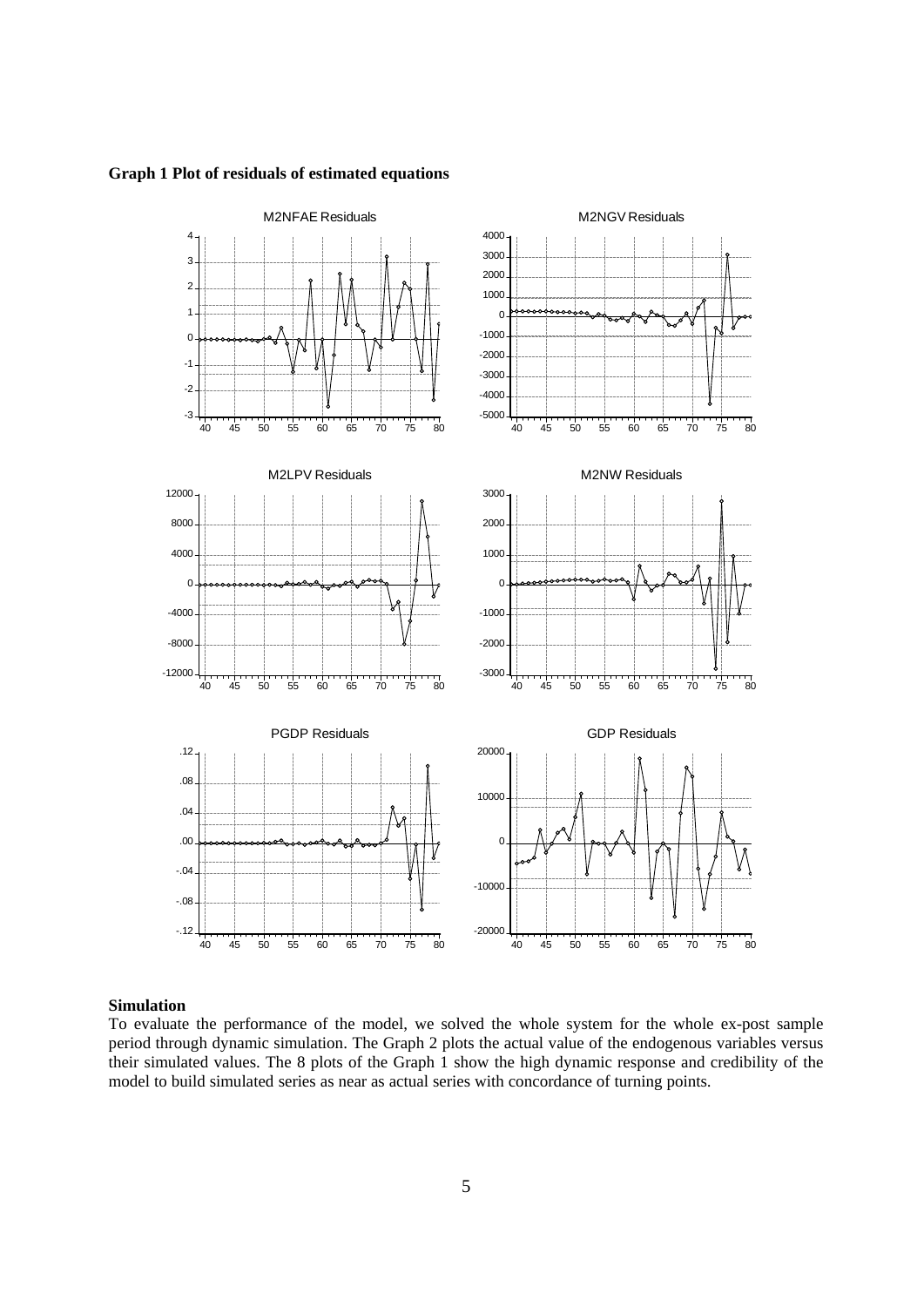**Graph 1 Plot of residuals of estimated equations**

**Simulation**

To evaluate the performance of the model, we solved the whole system for the whole ex-post sample period through dynamic simulation. The Graph 2 plots the actual value of the endogenous variables versus their simulated values. The 8 plots of the Graph 1 show the high dynamic response and credibility of the model to build simulated series as near as actual series with concordance of turning points.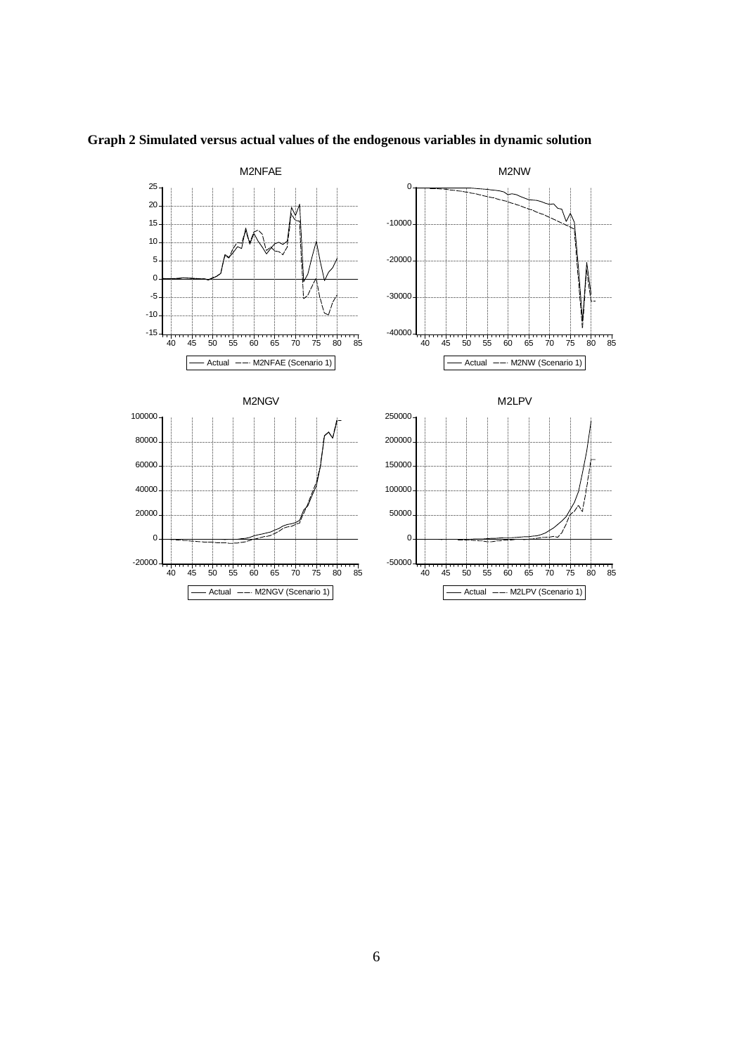**Graph 2 Simulated versus actual values of the endogenous variables in dynamic solution**

M2NFAE

Actual — M2NFAE (Scenario 1)

M2NW

Actual — M2NW (Scenario 1)

M2NGV

Actual — M2NGV (Scenario 1)

M2LPV

Actual — M2LPV (Scenario 1)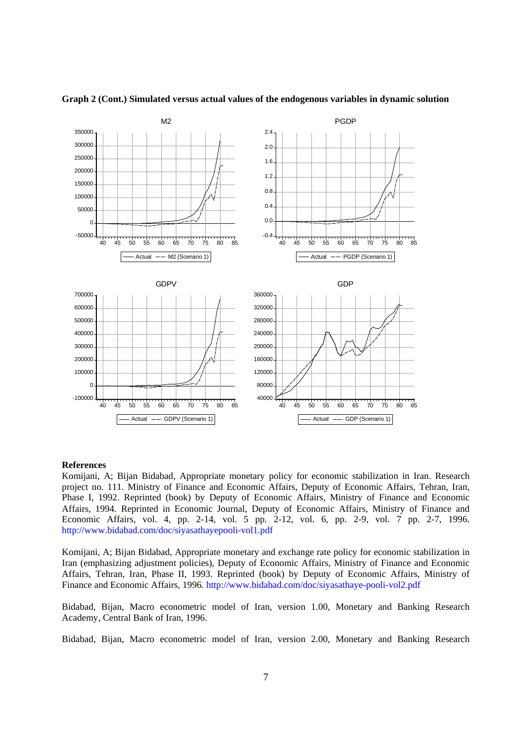**Graph 2 (Cont.) Simulated versus actual values of the endogenous variables in dynamic solution**

### References

Komijani, A; Bijan Bidabad, Appropriate monetary policy for economic stabilization in Iran. Research project no. 111. Ministry of Finance and Economic Affairs, Deputy of Economic Affairs, Tehran, Iran, Phase I, 1992. Reprinted (book) by Deputy of Economic Affairs, Ministry of Finance and Economic Affairs, 1994. Reprinted in Economic Journal, Deputy of Economic Affairs, Ministry of Finance and Economic Affairs, vol. 4, pp. 2-14, vol. 5 pp. 2-12, vol. 6, pp. 2-9, vol. 7 pp. 2-7, 1996. http://www.bidabad.com/doc/siyasathayepooli-vol1.pdf

Komijani, A; Bijan Bidabad, Appropriate monetary and exchange rate policy for economic stabilization in Iran (emphasizing adjustment policies), Deputy of Economic Affairs, Ministry of Finance and Economic Affairs, Tehran, Iran, Phase II, 1993. Reprinted (book) by Deputy of Economic Affairs, Ministry of Finance and Economic Affairs, 1996. http://www.bidabad.com/doc/siyasathaye-pooli-vol2.pdf

Bidabad, Bijan, Macro econometric model of Iran, version 1.00, Monetary and Banking Research Academy, Central Bank of Iran, 1996.

Bidabad, Bijan, Macro econometric model of Iran, version 2.00, Monetary and Banking Research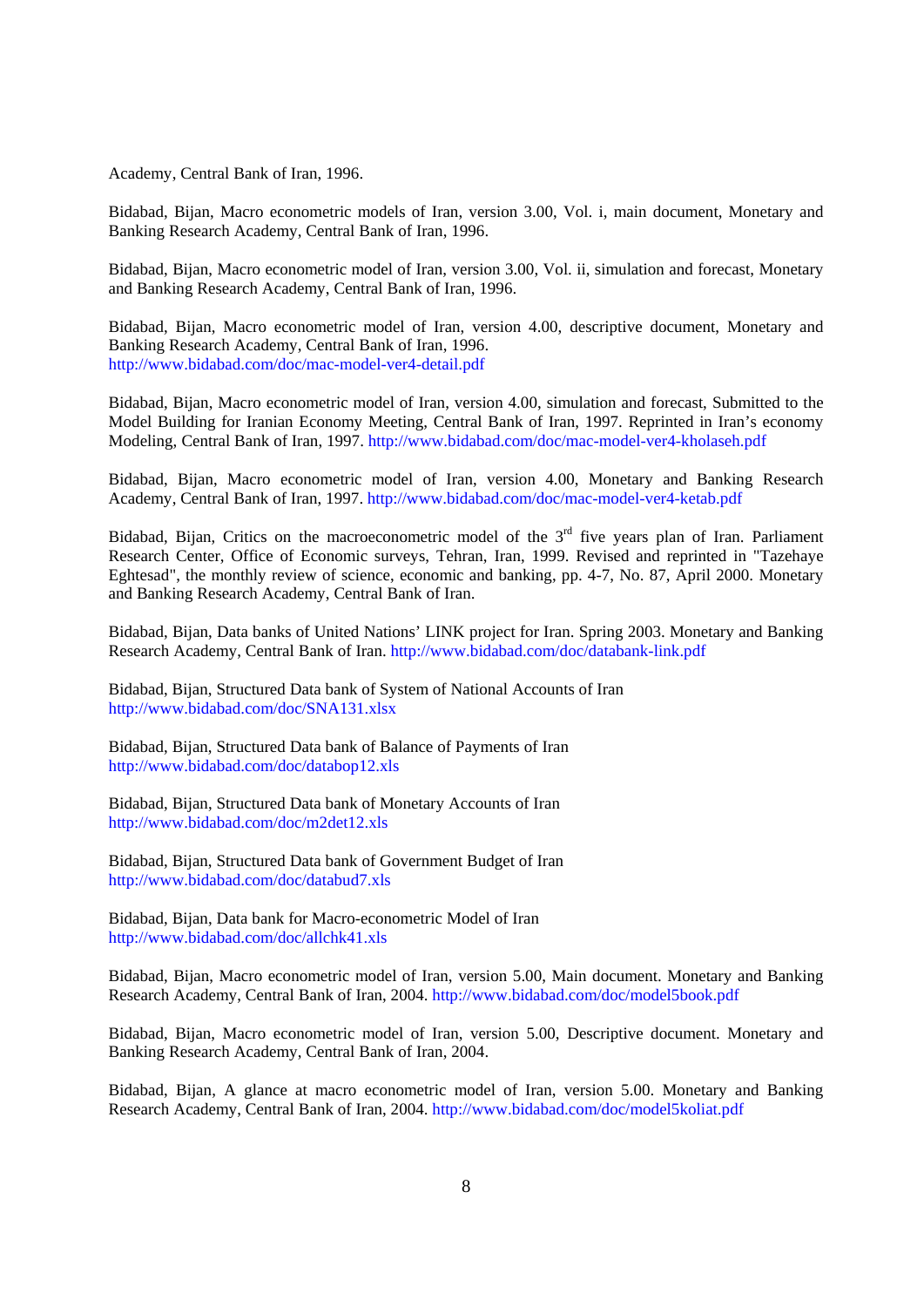Academy, Central Bank of Iran, 1996.

Bidabad, Bijan, Macro econometric models of Iran, version 3.00, Vol. i, main document, Monetary and Banking Research Academy, Central Bank of Iran, 1996.

Bidabad, Bijan, Macro econometric model of Iran, version 3.00, Vol. ii, simulation and forecast, Monetary and Banking Research Academy, Central Bank of Iran, 1996.

Bidabad, Bijan, Macro econometric model of Iran, version 4.00, descriptive document, Monetary and Banking Research Academy, Central Bank of Iran, 1996. http://www.bidabad.com/doc/mac-model-ver4-detail.pdf

Bidabad, Bijan, Macro econometric model of Iran, version 4.00, simulation and forecast, Submitted to the Model Building for Iranian Economy Meeting, Central Bank of Iran, 1997. Reprinted in Iran's economy Modeling, Central Bank of Iran, 1997. http://www.bidabad.com/doc/mac-model-ver4-kholaseh.pdf

Bidabad, Bijan, Macro econometric model of Iran, version 4.00, Monetary and Banking Research Academy, Central Bank of Iran, 1997. http://www.bidabad.com/doc/mac-model-ver4-ketab.pdf

Bidabad, Bijan, Critics on the macroeconometric model of the 3rd five years plan of Iran. Parliament Research Center, Office of Economic surveys, Tehran, Iran, 1999. Revised and reprinted in "Tazehaye Eghtesad", the monthly review of science, economic and banking, pp. 4-7, No. 87, April 2000. Monetary and Banking Research Academy, Central Bank of Iran.

Bidabad, Bijan, Data banks of United Nations' LINK project for Iran. Spring 2003. Monetary and Banking Research Academy, Central Bank of Iran. http://www.bidabad.com/doc/databank-link.pdf

Bidabad, Bijan, Structured Data bank of System of National Accounts of Iran http://www.bidabad.com/doc/SNA131.xlsx

Bidabad, Bijan, Structured Data bank of Balance of Payments of Iran http://www.bidabad.com/doc/databop12.xls

Bidabad, Bijan, Structured Data bank of Monetary Accounts of Iran http://www.bidabad.com/doc/m2det12.xls

Bidabad, Bijan, Structured Data bank of Government Budget of Iran http://www.bidabad.com/doc/databud7.xls

Bidabad, Bijan, Data bank for Macro-econometric Model of Iran http://www.bidabad.com/doc/allchk41.xls

Bidabad, Bijan, Macro econometric model of Iran, version 5.00, Main document. Monetary and Banking Research Academy, Central Bank of Iran, 2004. http://www.bidabad.com/doc/model5book.pdf

Bidabad, Bijan, Macro econometric model of Iran, version 5.00, Descriptive document. Monetary and Banking Research Academy, Central Bank of Iran, 2004.

Bidabad, Bijan, A glance at macro econometric model of Iran, version 5.00. Monetary and Banking Research Academy, Central Bank of Iran, 2004. http://www.bidabad.com/doc/model5koliat.pdf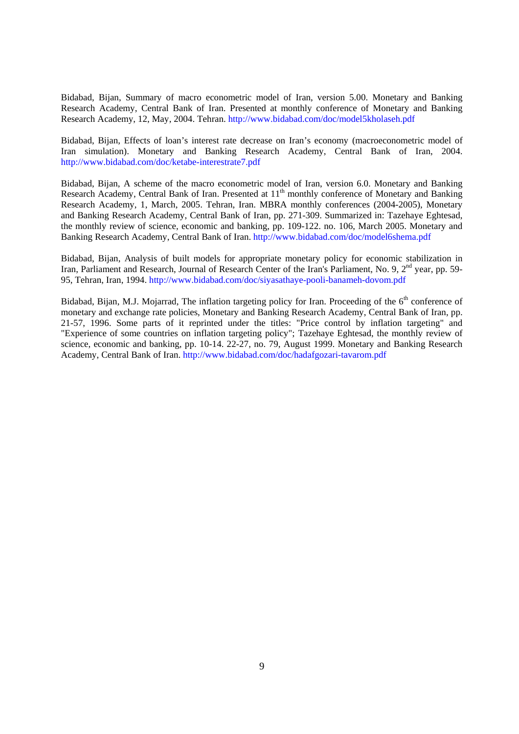Bidabad, Bijan, Summary of macro econometric model of Iran, version 5.00. Monetary and Banking Research Academy, Central Bank of Iran. Presented at monthly conference of Monetary and Banking Research Academy, 12, May, 2004. Tehran. http://www.bidabad.com/doc/model5kholaseh.pdf

Bidabad, Bijan, Effects of loan's interest rate decrease on Iran's economy (macroeconometric model of Iran simulation). Monetary and Banking Research Academy, Central Bank of Iran, 2004. http://www.bidabad.com/doc/ketabe-interestrate7.pdf

Bidabad, Bijan, A scheme of the macro econometric model of Iran, version 6.0. Monetary and Banking Research Academy, Central Bank of Iran. Presented at 11th monthly conference of Monetary and Banking Research Academy, 1, March, 2005. Tehran, Iran. MBRA monthly conferences (2004-2005), Monetary and Banking Research Academy, Central Bank of Iran, pp. 271-309. Summarized in: Tazehaye Eghtesad, the monthly review of science, economic and banking, pp. 109-122. no. 106, March 2005. Monetary and Banking Research Academy, Central Bank of Iran. http://www.bidabad.com/doc/model6shema.pdf

Bidabad, Bijan, Analysis of built models for appropriate monetary policy for economic stabilization in Iran, Parliament and Research, Journal of Research Center of the Iran's Parliament, No. 9, 2nd year, pp. 59-95, Tehran, Iran, 1994. http://www.bidabad.com/doc/siyasathaye-pooli-banameh-dovom.pdf

Bidabad, Bijan, M.J. Mojarrad, The inflation targeting policy for Iran. Proceeding of the 6th conference of monetary and exchange rate policies, Monetary and Banking Research Academy, Central Bank of Iran, pp. 21-57, 1996. Some parts of it reprinted under the titles: "Price control by inflation targeting" and "Experience of some countries on inflation targeting policy"; Tazehaye Eghtesad, the monthly review of science, economic and banking, pp. 10-14. 22-27, no. 79, August 1999. Monetary and Banking Research Academy, Central Bank of Iran. http://www.bidabad.com/doc/hadafgozari-tavarom.pdf